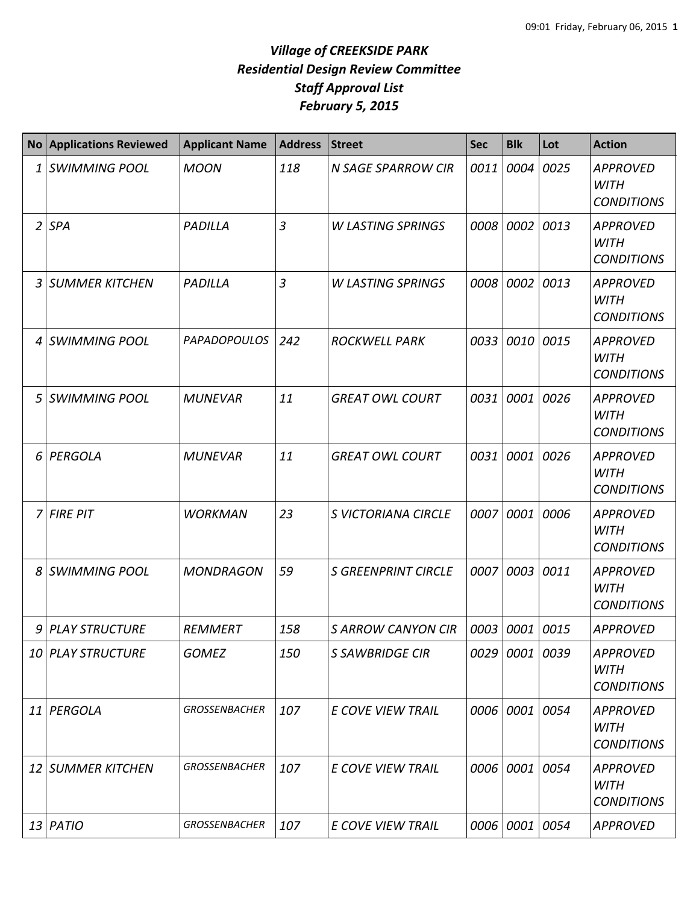# *Village of CREEKSIDE PARK*
## *Residential Design Review Committee*
## *Staff Approval List*
## *February 5, 2015*

| No | Applications Reviewed | Applicant Name | Address | Street | Sec | Blk | Lot | Action |
|---|---|---|---|---|---|---|---|---|
| 1 | SWIMMING POOL | MOON | 118 | N SAGE SPARROW CIR | 0011 | 0004 | 0025 | APPROVED WITH CONDITIONS |
| 2 | SPA | PADILLA | 3 | W LASTING SPRINGS | 0008 | 0002 | 0013 | APPROVED WITH CONDITIONS |
| 3 | SUMMER KITCHEN | PADILLA | 3 | W LASTING SPRINGS | 0008 | 0002 | 0013 | APPROVED WITH CONDITIONS |
| 4 | SWIMMING POOL | PAPADOPOULOS | 242 | ROCKWELL PARK | 0033 | 0010 | 0015 | APPROVED WITH CONDITIONS |
| 5 | SWIMMING POOL | MUNEVAR | 11 | GREAT OWL COURT | 0031 | 0001 | 0026 | APPROVED WITH CONDITIONS |
| 6 | PERGOLA | MUNEVAR | 11 | GREAT OWL COURT | 0031 | 0001 | 0026 | APPROVED WITH CONDITIONS |
| 7 | FIRE PIT | WORKMAN | 23 | S VICTORIANA CIRCLE | 0007 | 0001 | 0006 | APPROVED WITH CONDITIONS |
| 8 | SWIMMING POOL | MONDRAGON | 59 | S GREENPRINT CIRCLE | 0007 | 0003 | 0011 | APPROVED WITH CONDITIONS |
| 9 | PLAY STRUCTURE | REMMERT | 158 | S ARROW CANYON CIR | 0003 | 0001 | 0015 | APPROVED |
| 10 | PLAY STRUCTURE | GOMEZ | 150 | S SAWBRIDGE CIR | 0029 | 0001 | 0039 | APPROVED WITH CONDITIONS |
| 11 | PERGOLA | GROSSENBACHER | 107 | E COVE VIEW TRAIL | 0006 | 0001 | 0054 | APPROVED WITH CONDITIONS |
| 12 | SUMMER KITCHEN | GROSSENBACHER | 107 | E COVE VIEW TRAIL | 0006 | 0001 | 0054 | APPROVED WITH CONDITIONS |
| 13 | PATIO | GROSSENBACHER | 107 | E COVE VIEW TRAIL | 0006 | 0001 | 0054 | APPROVED |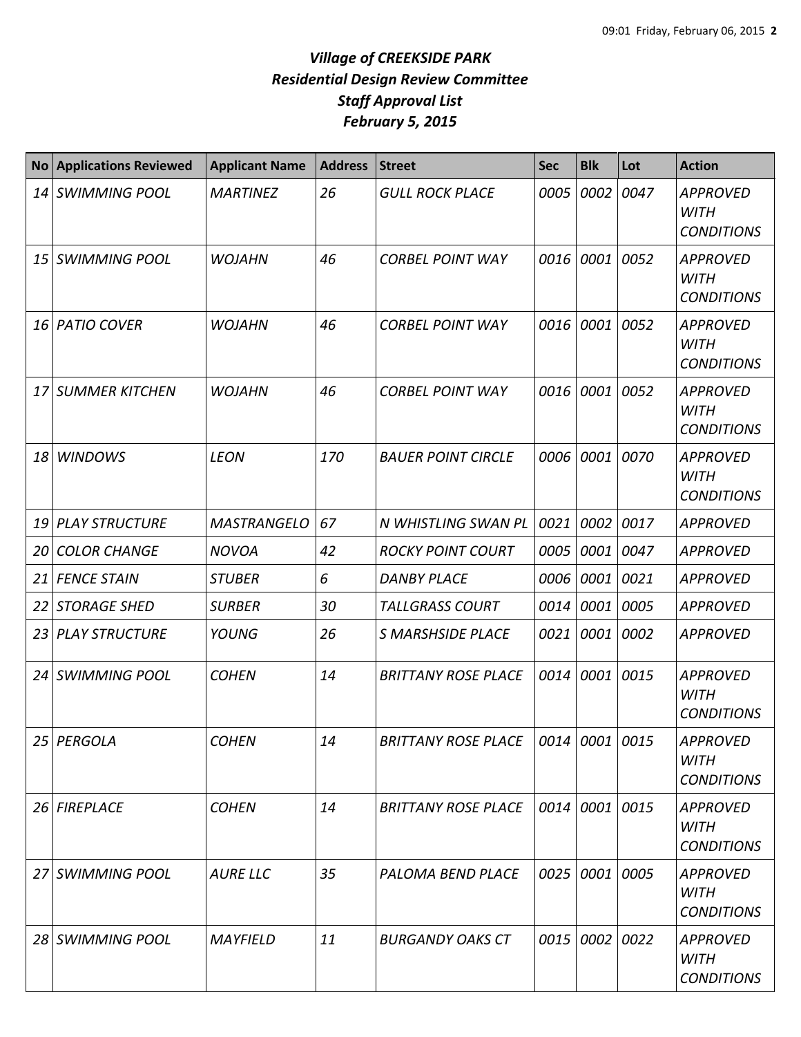# *Village of CREEKSIDE PARK*
## *Residential Design Review Committee*
## *Staff Approval List*
## *February 5, 2015*

| No | Applications Reviewed | Applicant Name | Address | Street | Sec | Blk | Lot | Action |
|---|---|---|---|---|---|---|---|---|
| *14* | *SWIMMING POOL* | *MARTINEZ* | *26* | *GULL ROCK PLACE* | *0005* | *0002* | *0047* | *APPROVED WITH CONDITIONS* |
| *15* | *SWIMMING POOL* | *WOJAHN* | *46* | *CORBEL POINT WAY* | *0016* | *0001* | *0052* | *APPROVED WITH CONDITIONS* |
| *16* | *PATIO COVER* | *WOJAHN* | *46* | *CORBEL POINT WAY* | *0016* | *0001* | *0052* | *APPROVED WITH CONDITIONS* |
| *17* | *SUMMER KITCHEN* | *WOJAHN* | *46* | *CORBEL POINT WAY* | *0016* | *0001* | *0052* | *APPROVED WITH CONDITIONS* |
| *18* | *WINDOWS* | *LEON* | *170* | *BAUER POINT CIRCLE* | *0006* | *0001* | *0070* | *APPROVED WITH CONDITIONS* |
| *19* | *PLAY STRUCTURE* | *MASTRANGELO* | *67* | *N WHISTLING SWAN PL* | *0021* | *0002* | *0017* | *APPROVED* |
| *20* | *COLOR CHANGE* | *NOVOA* | *42* | *ROCKY POINT COURT* | *0005* | *0001* | *0047* | *APPROVED* |
| *21* | *FENCE STAIN* | *STUBER* | *6* | *DANBY PLACE* | *0006* | *0001* | *0021* | *APPROVED* |
| *22* | *STORAGE SHED* | *SURBER* | *30* | *TALLGRASS COURT* | *0014* | *0001* | *0005* | *APPROVED* |
| *23* | *PLAY STRUCTURE* | *YOUNG* | *26* | *S MARSHSIDE PLACE* | *0021* | *0001* | *0002* | *APPROVED* |
| *24* | *SWIMMING POOL* | *COHEN* | *14* | *BRITTANY ROSE PLACE* | *0014* | *0001* | *0015* | *APPROVED WITH CONDITIONS* |
| *25* | *PERGOLA* | *COHEN* | *14* | *BRITTANY ROSE PLACE* | *0014* | *0001* | *0015* | *APPROVED WITH CONDITIONS* |
| *26* | *FIREPLACE* | *COHEN* | *14* | *BRITTANY ROSE PLACE* | *0014* | *0001* | *0015* | *APPROVED WITH CONDITIONS* |
| *27* | *SWIMMING POOL* | *AURE LLC* | *35* | *PALOMA BEND PLACE* | *0025* | *0001* | *0005* | *APPROVED WITH CONDITIONS* |
| *28* | *SWIMMING POOL* | *MAYFIELD* | *11* | *BURGANDY OAKS CT* | *0015* | *0002* | *0022* | *APPROVED WITH CONDITIONS* |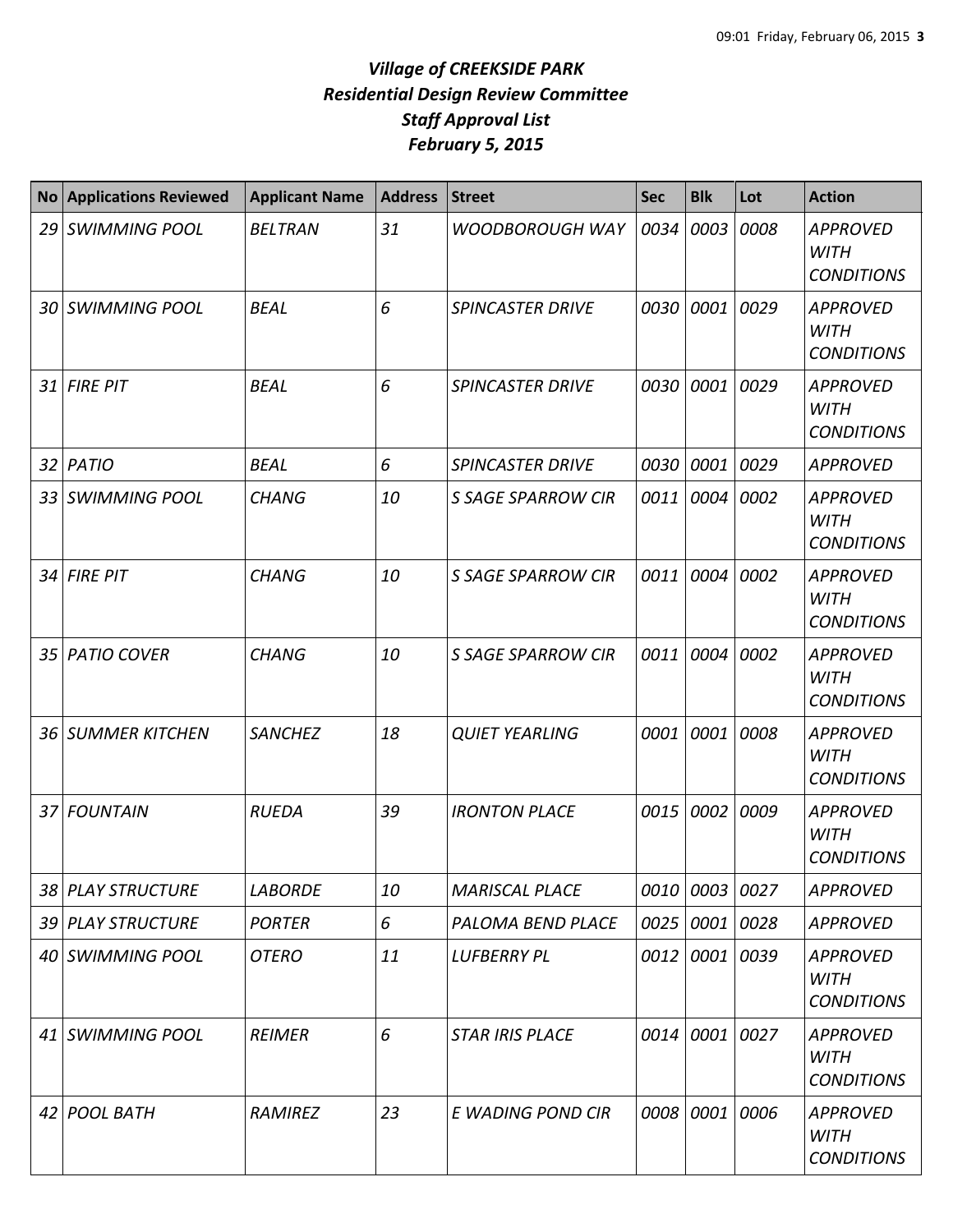# *Village of CREEKSIDE PARK*
## *Residential Design Review Committee*
## *Staff Approval List*
## *February 5, 2015*

| No | Applications Reviewed | Applicant Name | Address | Street | Sec | Blk | Lot | Action |
|---|---|---|---|---|---|---|---|---|
| *29* | *SWIMMING POOL* | *BELTRAN* | *31* | *WOODBOROUGH WAY* | *0034* | *0003* | *0008* | *APPROVED WITH CONDITIONS* |
| *30* | *SWIMMING POOL* | *BEAL* | *6* | *SPINCASTER DRIVE* | *0030* | *0001* | *0029* | *APPROVED WITH CONDITIONS* |
| *31* | *FIRE PIT* | *BEAL* | *6* | *SPINCASTER DRIVE* | *0030* | *0001* | *0029* | *APPROVED WITH CONDITIONS* |
| *32* | *PATIO* | *BEAL* | *6* | *SPINCASTER DRIVE* | *0030* | *0001* | *0029* | *APPROVED* |
| *33* | *SWIMMING POOL* | *CHANG* | *10* | *S SAGE SPARROW CIR* | *0011* | *0004* | *0002* | *APPROVED WITH CONDITIONS* |
| *34* | *FIRE PIT* | *CHANG* | *10* | *S SAGE SPARROW CIR* | *0011* | *0004* | *0002* | *APPROVED WITH CONDITIONS* |
| *35* | *PATIO COVER* | *CHANG* | *10* | *S SAGE SPARROW CIR* | *0011* | *0004* | *0002* | *APPROVED WITH CONDITIONS* |
| *36* | *SUMMER KITCHEN* | *SANCHEZ* | *18* | *QUIET YEARLING* | *0001* | *0001* | *0008* | *APPROVED WITH CONDITIONS* |
| *37* | *FOUNTAIN* | *RUEDA* | *39* | *IRONTON PLACE* | *0015* | *0002* | *0009* | *APPROVED WITH CONDITIONS* |
| *38* | *PLAY STRUCTURE* | *LABORDE* | *10* | *MARISCAL PLACE* | *0010* | *0003* | *0027* | *APPROVED* |
| *39* | *PLAY STRUCTURE* | *PORTER* | *6* | *PALOMA BEND PLACE* | *0025* | *0001* | *0028* | *APPROVED* |
| *40* | *SWIMMING POOL* | *OTERO* | *11* | *LUFBERRY PL* | *0012* | *0001* | *0039* | *APPROVED WITH CONDITIONS* |
| *41* | *SWIMMING POOL* | *REIMER* | *6* | *STAR IRIS PLACE* | *0014* | *0001* | *0027* | *APPROVED WITH CONDITIONS* |
| *42* | *POOL BATH* | *RAMIREZ* | *23* | *E WADING POND CIR* | *0008* | *0001* | *0006* | *APPROVED WITH CONDITIONS* |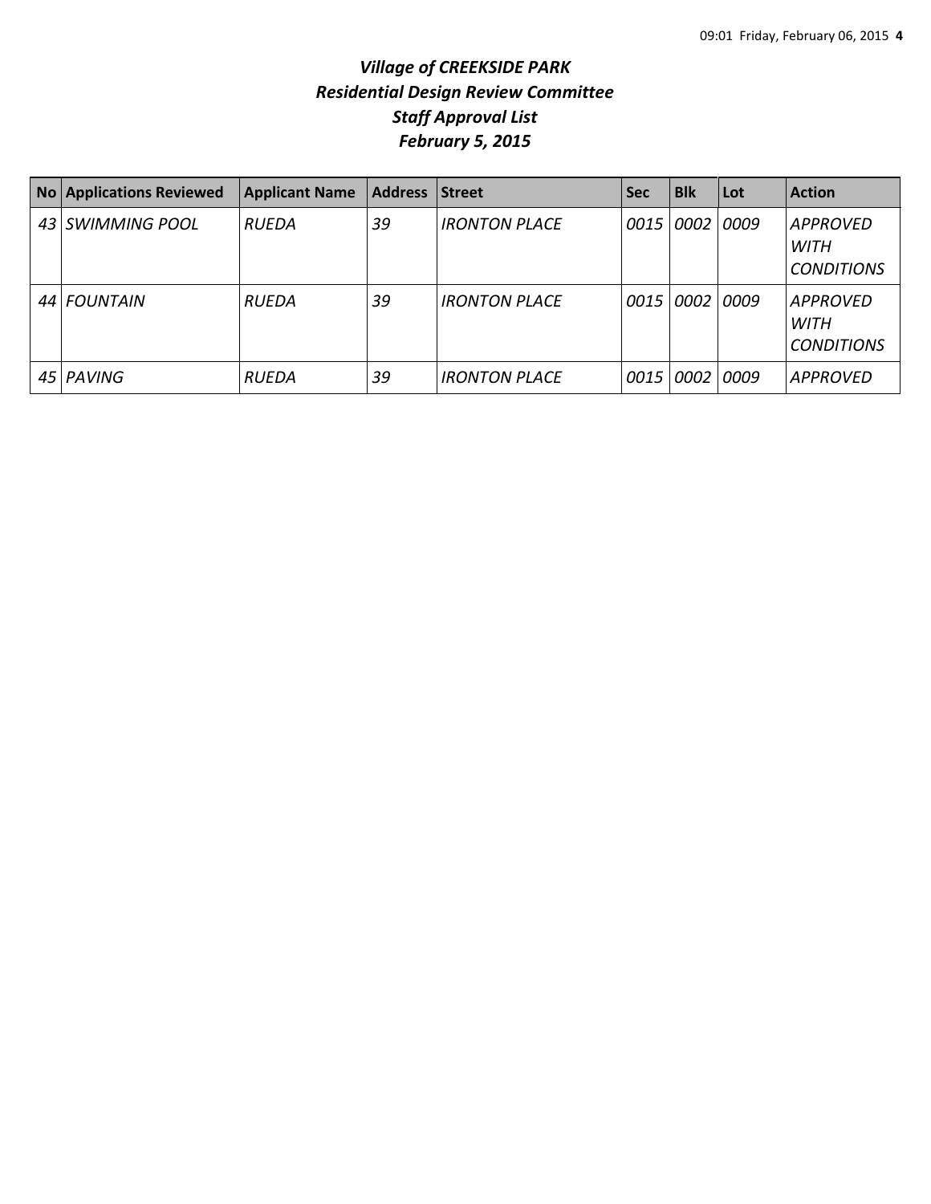# *Village of CREEKSIDE PARK*
## *Residential Design Review Committee*
## *Staff Approval List*
## *February 5, 2015*

| No | Applications Reviewed | Applicant Name | Address | Street | Sec | Blk | Lot | Action |
|---|---|---|---|---|---|---|---|---|
| *43* | *SWIMMING POOL* | *RUEDA* | *39* | *IRONTON PLACE* | *0015* | *0002* | *0009* | *APPROVED WITH CONDITIONS* |
| *44* | *FOUNTAIN* | *RUEDA* | *39* | *IRONTON PLACE* | *0015* | *0002* | *0009* | *APPROVED WITH CONDITIONS* |
| *45* | *PAVING* | *RUEDA* | *39* | *IRONTON PLACE* | *0015* | *0002* | *0009* | *APPROVED* |